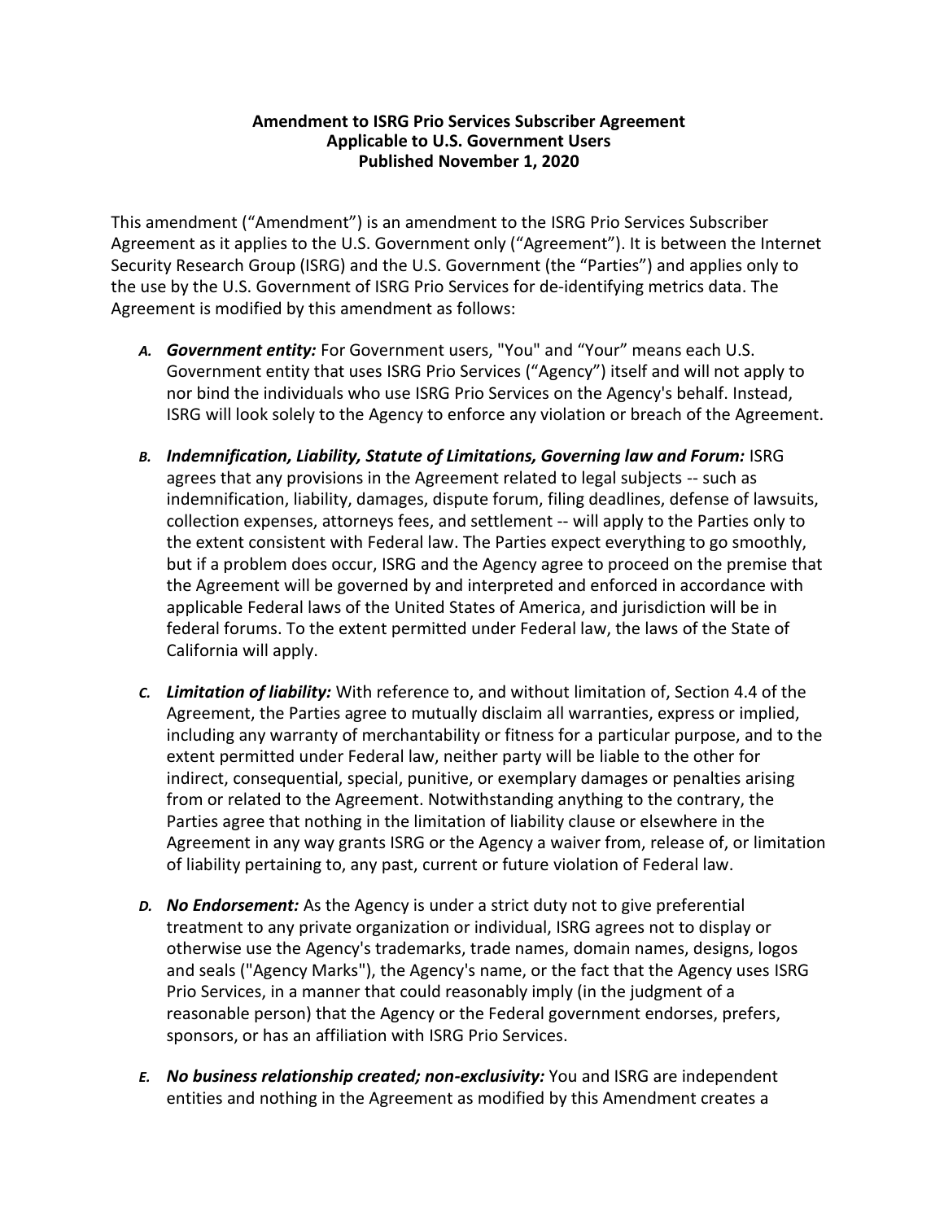**Amendment to ISRG Prio Services Subscriber Agreement**
**Applicable to U.S. Government Users**
**Published November 1, 2020**

This amendment ("Amendment") is an amendment to the ISRG Prio Services Subscriber Agreement as it applies to the U.S. Government only ("Agreement"). It is between the Internet Security Research Group (ISRG) and the U.S. Government (the "Parties") and applies only to the use by the U.S. Government of ISRG Prio Services for de-identifying metrics data. The Agreement is modified by this amendment as follows:

*A.* ***Government entity:*** For Government users, "You" and "Your" means each U.S. Government entity that uses ISRG Prio Services ("Agency") itself and will not apply to nor bind the individuals who use ISRG Prio Services on the Agency's behalf. Instead, ISRG will look solely to the Agency to enforce any violation or breach of the Agreement.

*B.* ***Indemnification, Liability, Statute of Limitations, Governing law and Forum:*** ISRG agrees that any provisions in the Agreement related to legal subjects -- such as indemnification, liability, damages, dispute forum, filing deadlines, defense of lawsuits, collection expenses, attorneys fees, and settlement -- will apply to the Parties only to the extent consistent with Federal law. The Parties expect everything to go smoothly, but if a problem does occur, ISRG and the Agency agree to proceed on the premise that the Agreement will be governed by and interpreted and enforced in accordance with applicable Federal laws of the United States of America, and jurisdiction will be in federal forums. To the extent permitted under Federal law, the laws of the State of California will apply.

*C.* ***Limitation of liability:*** With reference to, and without limitation of, Section 4.4 of the Agreement, the Parties agree to mutually disclaim all warranties, express or implied, including any warranty of merchantability or fitness for a particular purpose, and to the extent permitted under Federal law, neither party will be liable to the other for indirect, consequential, special, punitive, or exemplary damages or penalties arising from or related to the Agreement. Notwithstanding anything to the contrary, the Parties agree that nothing in the limitation of liability clause or elsewhere in the Agreement in any way grants ISRG or the Agency a waiver from, release of, or limitation of liability pertaining to, any past, current or future violation of Federal law.

*D.* ***No Endorsement:*** As the Agency is under a strict duty not to give preferential treatment to any private organization or individual, ISRG agrees not to display or otherwise use the Agency's trademarks, trade names, domain names, designs, logos and seals ("Agency Marks"), the Agency's name, or the fact that the Agency uses ISRG Prio Services, in a manner that could reasonably imply (in the judgment of a reasonable person) that the Agency or the Federal government endorses, prefers, sponsors, or has an affiliation with ISRG Prio Services.

*E.* ***No business relationship created; non-exclusivity:*** You and ISRG are independent entities and nothing in the Agreement as modified by this Amendment creates a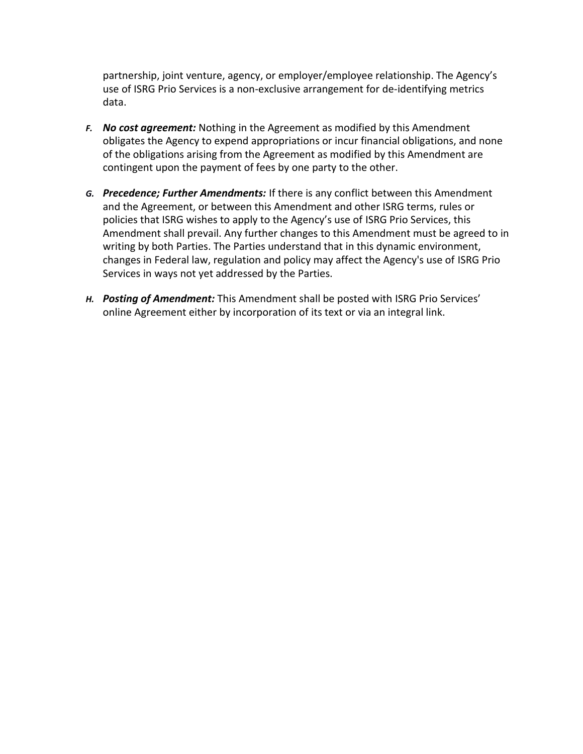partnership, joint venture, agency, or employer/employee relationship. The Agency's use of ISRG Prio Services is a non-exclusive arrangement for de-identifying metrics data.

F. ***No cost agreement:*** Nothing in the Agreement as modified by this Amendment obligates the Agency to expend appropriations or incur financial obligations, and none of the obligations arising from the Agreement as modified by this Amendment are contingent upon the payment of fees by one party to the other.

G. ***Precedence; Further Amendments:*** If there is any conflict between this Amendment and the Agreement, or between this Amendment and other ISRG terms, rules or policies that ISRG wishes to apply to the Agency's use of ISRG Prio Services, this Amendment shall prevail. Any further changes to this Amendment must be agreed to in writing by both Parties. The Parties understand that in this dynamic environment, changes in Federal law, regulation and policy may affect the Agency's use of ISRG Prio Services in ways not yet addressed by the Parties.

H. ***Posting of Amendment:*** This Amendment shall be posted with ISRG Prio Services' online Agreement either by incorporation of its text or via an integral link.